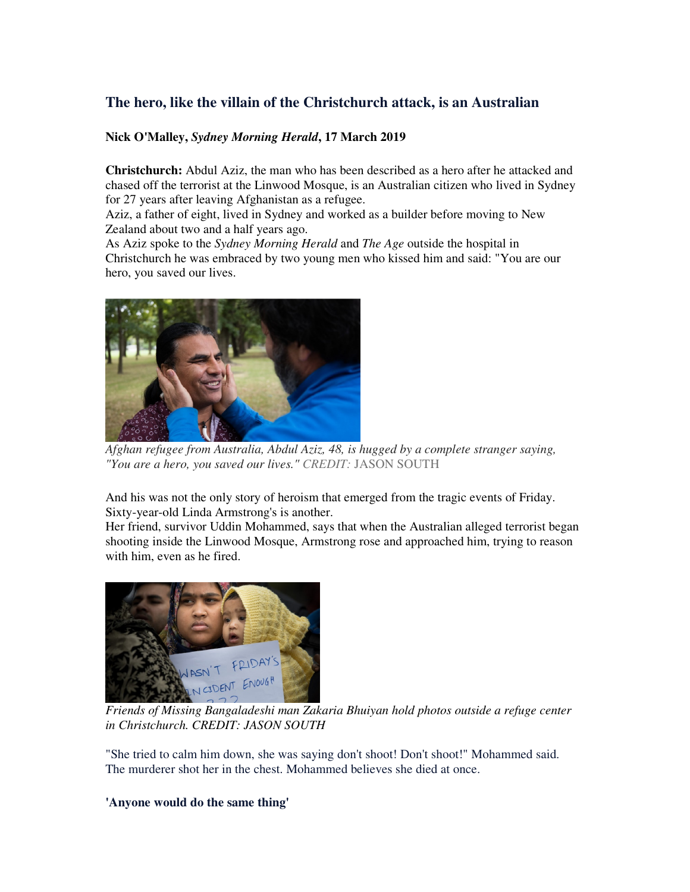## The hero, like the villain of the Christchurch attack, is an Australian

**Nick O'Malley, *Sydney Morning Herald*, 17 March 2019**

**Christchurch:** Abdul Aziz, the man who has been described as a hero after he attacked and chased off the terrorist at the Linwood Mosque, is an Australian citizen who lived in Sydney for 27 years after leaving Afghanistan as a refugee.

Aziz, a father of eight, lived in Sydney and worked as a builder before moving to New Zealand about two and a half years ago.

As Aziz spoke to the *Sydney Morning Herald* and *The Age* outside the hospital in Christchurch he was embraced by two young men who kissed him and said: "You are our hero, you saved our lives.

*Afghan refugee from Australia, Abdul Aziz, 48, is hugged by a complete stranger saying, "You are a hero, you saved our lives." CREDIT:* JASON SOUTH

And his was not the only story of heroism that emerged from the tragic events of Friday. Sixty-year-old Linda Armstrong's is another.

Her friend, survivor Uddin Mohammed, says that when the Australian alleged terrorist began shooting inside the Linwood Mosque, Armstrong rose and approached him, trying to reason with him, even as he fired.

*Friends of Missing Bangaladeshi man Zakaria Bhuiyan hold photos outside a refuge center in Christchurch. CREDIT: JASON SOUTH*

"She tried to calm him down, she was saying don't shoot! Don't shoot!" Mohammed said. The murderer shot her in the chest. Mohammed believes she died at once.

### 'Anyone would do the same thing'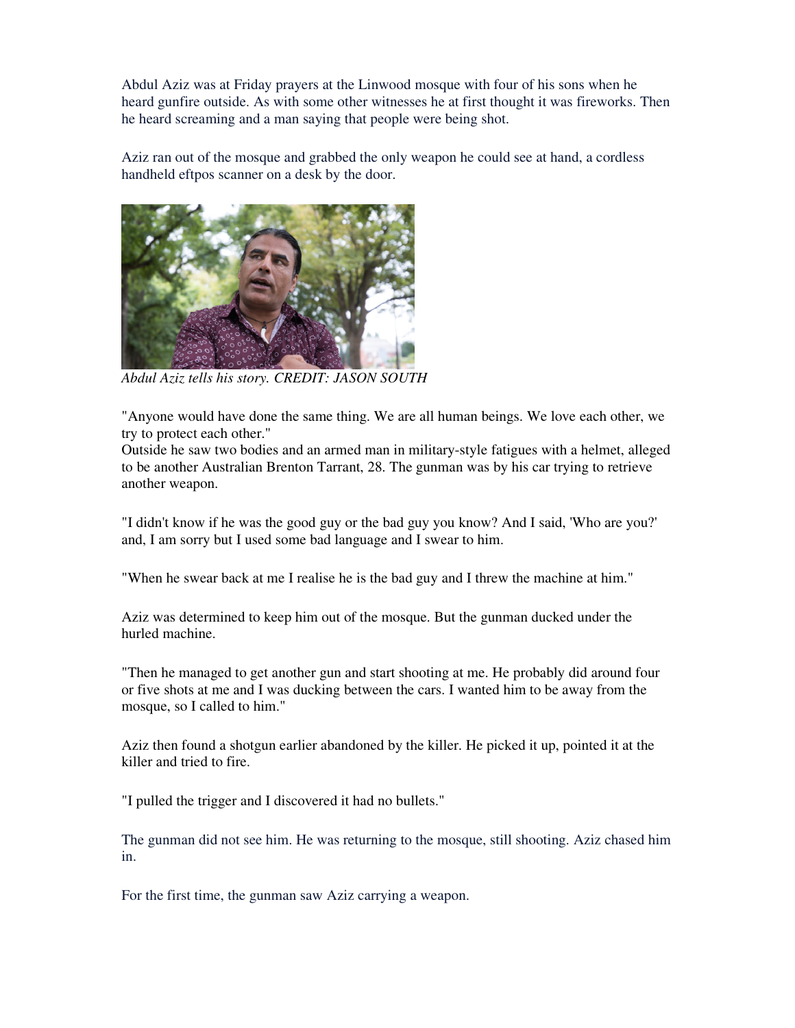Abdul Aziz was at Friday prayers at the Linwood mosque with four of his sons when he heard gunfire outside. As with some other witnesses he at first thought it was fireworks. Then he heard screaming and a man saying that people were being shot.

Aziz ran out of the mosque and grabbed the only weapon he could see at hand, a cordless handheld eftpos scanner on a desk by the door.

*Abdul Aziz tells his story. CREDIT: JASON SOUTH*

"Anyone would have done the same thing. We are all human beings. We love each other, we try to protect each other."
Outside he saw two bodies and an armed man in military-style fatigues with a helmet, alleged to be another Australian Brenton Tarrant, 28. The gunman was by his car trying to retrieve another weapon.

"I didn't know if he was the good guy or the bad guy you know? And I said, 'Who are you?' and, I am sorry but I used some bad language and I swear to him.

"When he swear back at me I realise he is the bad guy and I threw the machine at him."

Aziz was determined to keep him out of the mosque. But the gunman ducked under the hurled machine.

"Then he managed to get another gun and start shooting at me. He probably did around four or five shots at me and I was ducking between the cars. I wanted him to be away from the mosque, so I called to him."

Aziz then found a shotgun earlier abandoned by the killer. He picked it up, pointed it at the killer and tried to fire.

"I pulled the trigger and I discovered it had no bullets."

The gunman did not see him. He was returning to the mosque, still shooting. Aziz chased him in.

For the first time, the gunman saw Aziz carrying a weapon.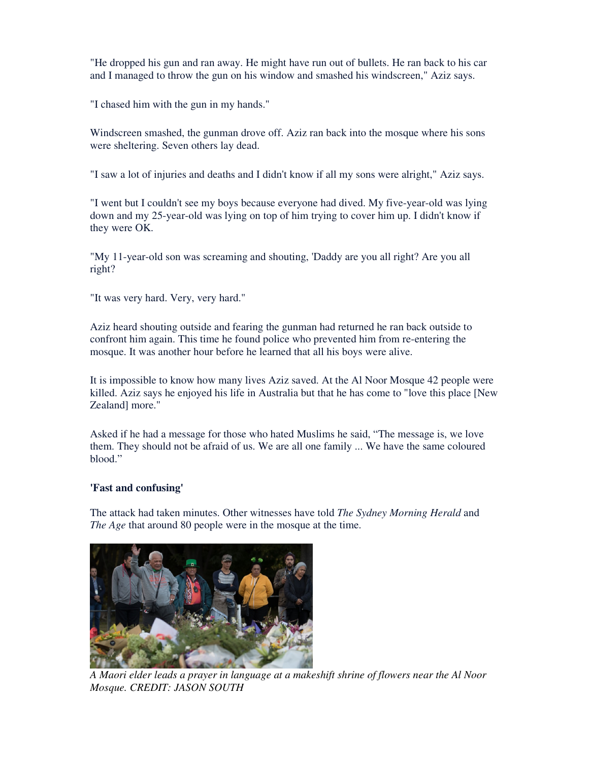"He dropped his gun and ran away. He might have run out of bullets. He ran back to his car and I managed to throw the gun on his window and smashed his windscreen," Aziz says.

"I chased him with the gun in my hands."

Windscreen smashed, the gunman drove off. Aziz ran back into the mosque where his sons were sheltering. Seven others lay dead.

"I saw a lot of injuries and deaths and I didn't know if all my sons were alright," Aziz says.

"I went but I couldn't see my boys because everyone had dived. My five-year-old was lying down and my 25-year-old was lying on top of him trying to cover him up. I didn't know if they were OK.

"My 11-year-old son was screaming and shouting, 'Daddy are you all right? Are you all right?

"It was very hard. Very, very hard."

Aziz heard shouting outside and fearing the gunman had returned he ran back outside to confront him again. This time he found police who prevented him from re-entering the mosque. It was another hour before he learned that all his boys were alive.

It is impossible to know how many lives Aziz saved. At the Al Noor Mosque 42 people were killed. Aziz says he enjoyed his life in Australia but that he has come to "love this place [New Zealand] more."

Asked if he had a message for those who hated Muslims he said, "The message is, we love them. They should not be afraid of us. We are all one family ... We have the same coloured blood."

**'Fast and confusing'**

The attack had taken minutes. Other witnesses have told *The Sydney Morning Herald* and *The Age* that around 80 people were in the mosque at the time.

*A Maori elder leads a prayer in language at a makeshift shrine of flowers near the Al Noor Mosque. CREDIT: JASON SOUTH*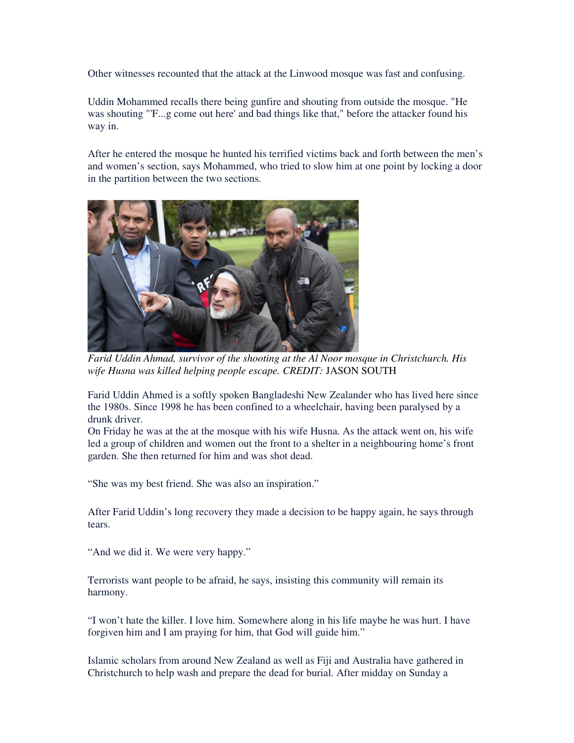Other witnesses recounted that the attack at the Linwood mosque was fast and confusing.

Uddin Mohammed recalls there being gunfire and shouting from outside the mosque. "He was shouting "'F...g come out here' and bad things like that," before the attacker found his way in.

After he entered the mosque he hunted his terrified victims back and forth between the men's and women's section, says Mohammed, who tried to slow him at one point by locking a door in the partition between the two sections.

*Farid Uddin Ahmad, survivor of the shooting at the Al Noor mosque in Christchurch. His wife Husna was killed helping people escape. CREDIT:* JASON SOUTH

Farid Uddin Ahmed is a softly spoken Bangladeshi New Zealander who has lived here since the 1980s. Since 1998 he has been confined to a wheelchair, having been paralysed by a drunk driver.
On Friday he was at the at the mosque with his wife Husna. As the attack went on, his wife led a group of children and women out the front to a shelter in a neighbouring home's front garden. She then returned for him and was shot dead.

"She was my best friend. She was also an inspiration."

After Farid Uddin's long recovery they made a decision to be happy again, he says through tears.

"And we did it. We were very happy."

Terrorists want people to be afraid, he says, insisting this community will remain its harmony.

"I won't hate the killer. I love him. Somewhere along in his life maybe he was hurt. I have forgiven him and I am praying for him, that God will guide him."

Islamic scholars from around New Zealand as well as Fiji and Australia have gathered in Christchurch to help wash and prepare the dead for burial. After midday on Sunday a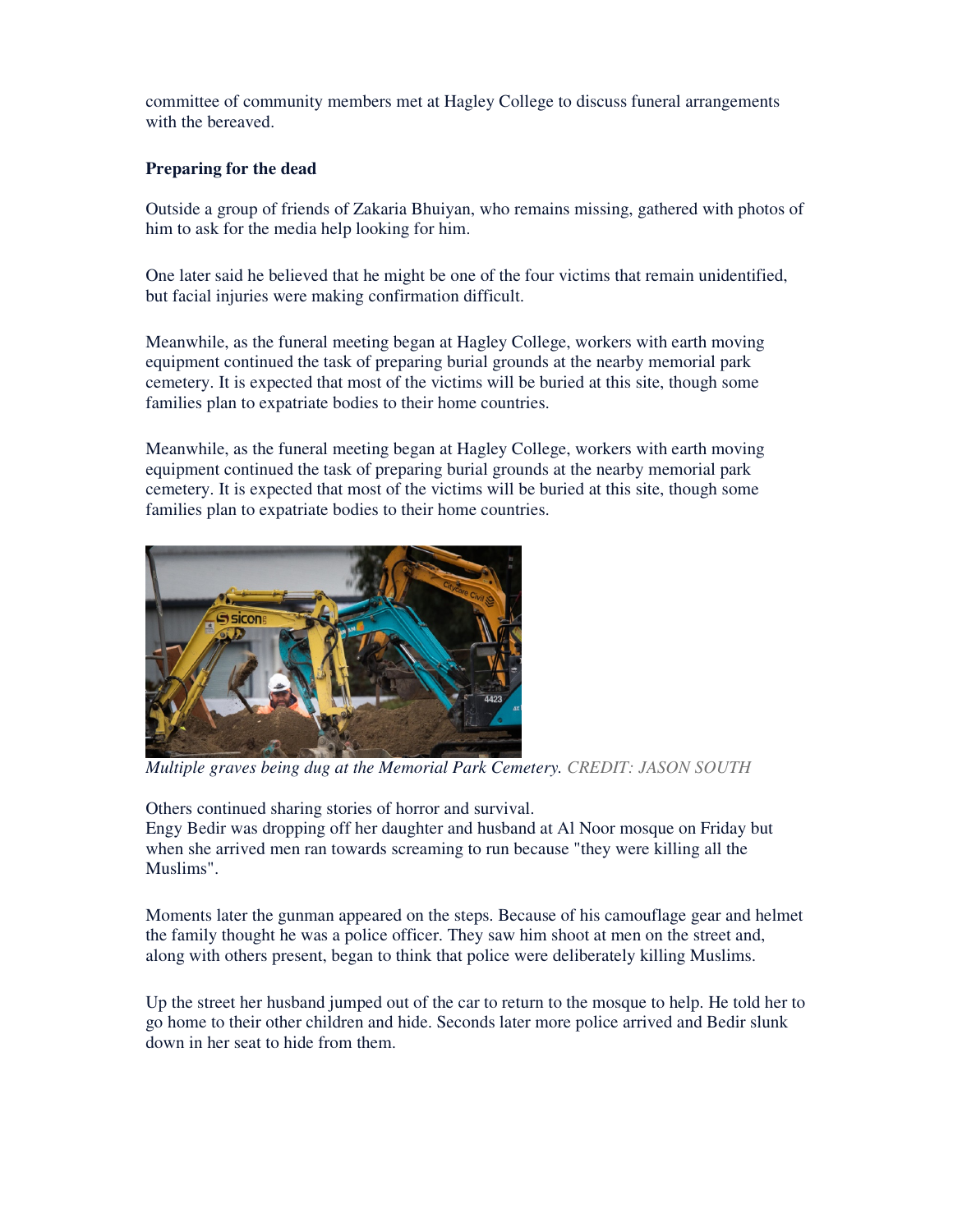committee of community members met at Hagley College to discuss funeral arrangements with the bereaved.

**Preparing for the dead**

Outside a group of friends of Zakaria Bhuiyan, who remains missing, gathered with photos of him to ask for the media help looking for him.

One later said he believed that he might be one of the four victims that remain unidentified, but facial injuries were making confirmation difficult.

Meanwhile, as the funeral meeting began at Hagley College, workers with earth moving equipment continued the task of preparing burial grounds at the nearby memorial park cemetery. It is expected that most of the victims will be buried at this site, though some families plan to expatriate bodies to their home countries.

Meanwhile, as the funeral meeting began at Hagley College, workers with earth moving equipment continued the task of preparing burial grounds at the nearby memorial park cemetery. It is expected that most of the victims will be buried at this site, though some families plan to expatriate bodies to their home countries.

*Multiple graves being dug at the Memorial Park Cemetery.* CREDIT: JASON SOUTH

Others continued sharing stories of horror and survival.
Engy Bedir was dropping off her daughter and husband at Al Noor mosque on Friday but when she arrived men ran towards screaming to run because "they were killing all the Muslims".

Moments later the gunman appeared on the steps. Because of his camouflage gear and helmet the family thought he was a police officer. They saw him shoot at men on the street and, along with others present, began to think that police were deliberately killing Muslims.

Up the street her husband jumped out of the car to return to the mosque to help. He told her to go home to their other children and hide. Seconds later more police arrived and Bedir slunk down in her seat to hide from them.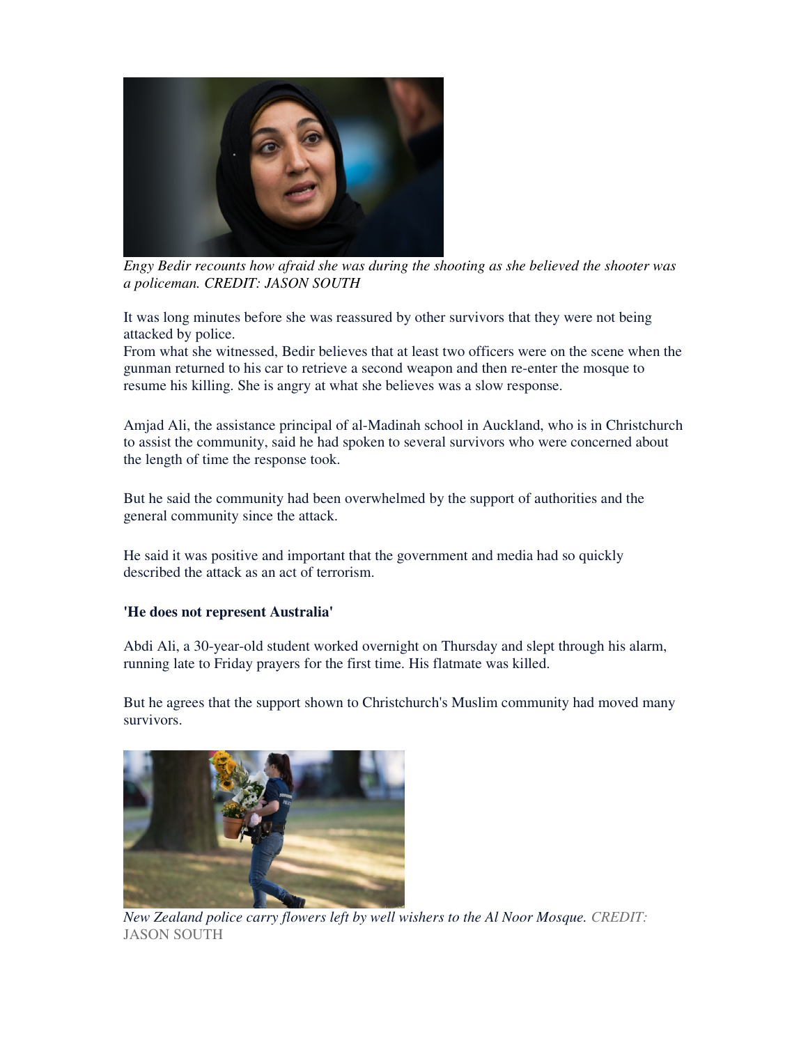*Engy Bedir recounts how afraid she was during the shooting as she believed the shooter was a policeman. CREDIT: JASON SOUTH*

It was long minutes before she was reassured by other survivors that they were not being attacked by police.
From what she witnessed, Bedir believes that at least two officers were on the scene when the gunman returned to his car to retrieve a second weapon and then re-enter the mosque to resume his killing. She is angry at what she believes was a slow response.

Amjad Ali, the assistance principal of al-Madinah school in Auckland, who is in Christchurch to assist the community, said he had spoken to several survivors who were concerned about the length of time the response took.

But he said the community had been overwhelmed by the support of authorities and the general community since the attack.

He said it was positive and important that the government and media had so quickly described the attack as an act of terrorism.

**'He does not represent Australia'**

Abdi Ali, a 30-year-old student worked overnight on Thursday and slept through his alarm, running late to Friday prayers for the first time. His flatmate was killed.

But he agrees that the support shown to Christchurch's Muslim community had moved many survivors.

*New Zealand police carry flowers left by well wishers to the Al Noor Mosque.* CREDIT: JASON SOUTH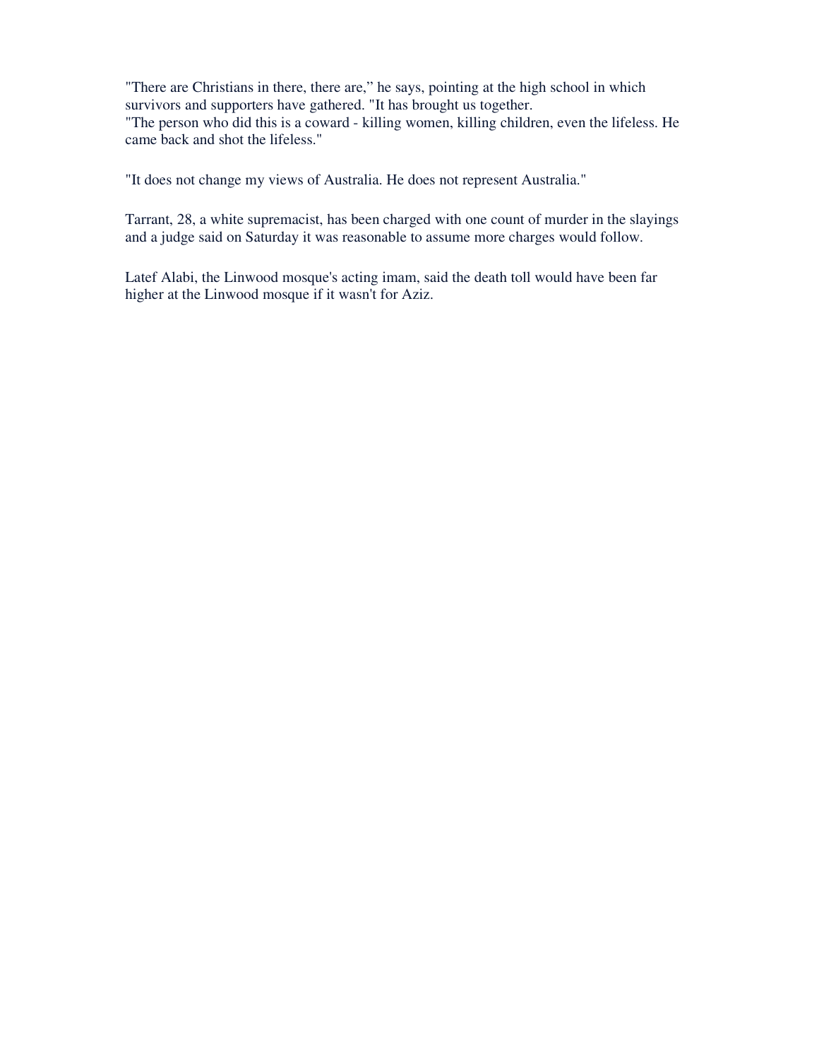"There are Christians in there, there are," he says, pointing at the high school in which survivors and supporters have gathered. "It has brought us together.
"The person who did this is a coward - killing women, killing children, even the lifeless. He came back and shot the lifeless."

"It does not change my views of Australia. He does not represent Australia."

Tarrant, 28, a white supremacist, has been charged with one count of murder in the slayings and a judge said on Saturday it was reasonable to assume more charges would follow.

Latef Alabi, the Linwood mosque's acting imam, said the death toll would have been far higher at the Linwood mosque if it wasn't for Aziz.